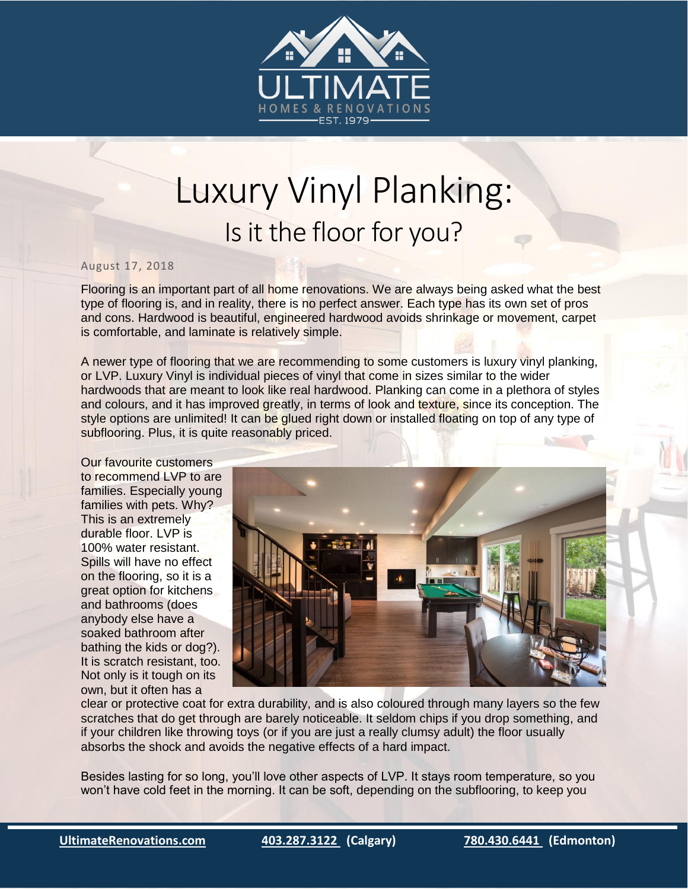# Luxury Vinyl Planking:

## Is it the floor for you?

August 17, 2018

Flooring is an important part of all home renovations. We are always being asked what the best type of flooring is, and in reality, there is no perfect answer. Each type has its own set of pros and cons. Hardwood is beautiful, engineered hardwood avoids shrinkage or movement, carpet is comfortable, and laminate is relatively simple.

A newer type of flooring that we are recommending to some customers is luxury vinyl planking, or LVP. Luxury Vinyl is individual pieces of vinyl that come in sizes similar to the wider hardwoods that are meant to look like real hardwood. Planking can come in a plethora of styles and colours, and it has improved greatly, in terms of look and texture, since its conception. The style options are unlimited! It can be glued right down or installed floating on top of any type of subflooring. Plus, it is quite reasonably priced.

Our favourite customers to recommend LVP to are families. Especially young families with pets. Why? This is an extremely durable floor. LVP is 100% water resistant. Spills will have no effect on the flooring, so it is a great option for kitchens and bathrooms (does anybody else have a soaked bathroom after bathing the kids or dog?). It is scratch resistant, too. Not only is it tough on its own, but it often has a clear or protective coat for extra durability, and is also coloured through many layers so the few scratches that do get through are barely noticeable. It seldom chips if you drop something, and if your children like throwing toys (or if you are just a really clumsy adult) the floor usually absorbs the shock and avoids the negative effects of a hard impact.

Besides lasting for so long, you'll love other aspects of LVP. It stays room temperature, so you won't have cold feet in the morning. It can be soft, depending on the subflooring, to keep you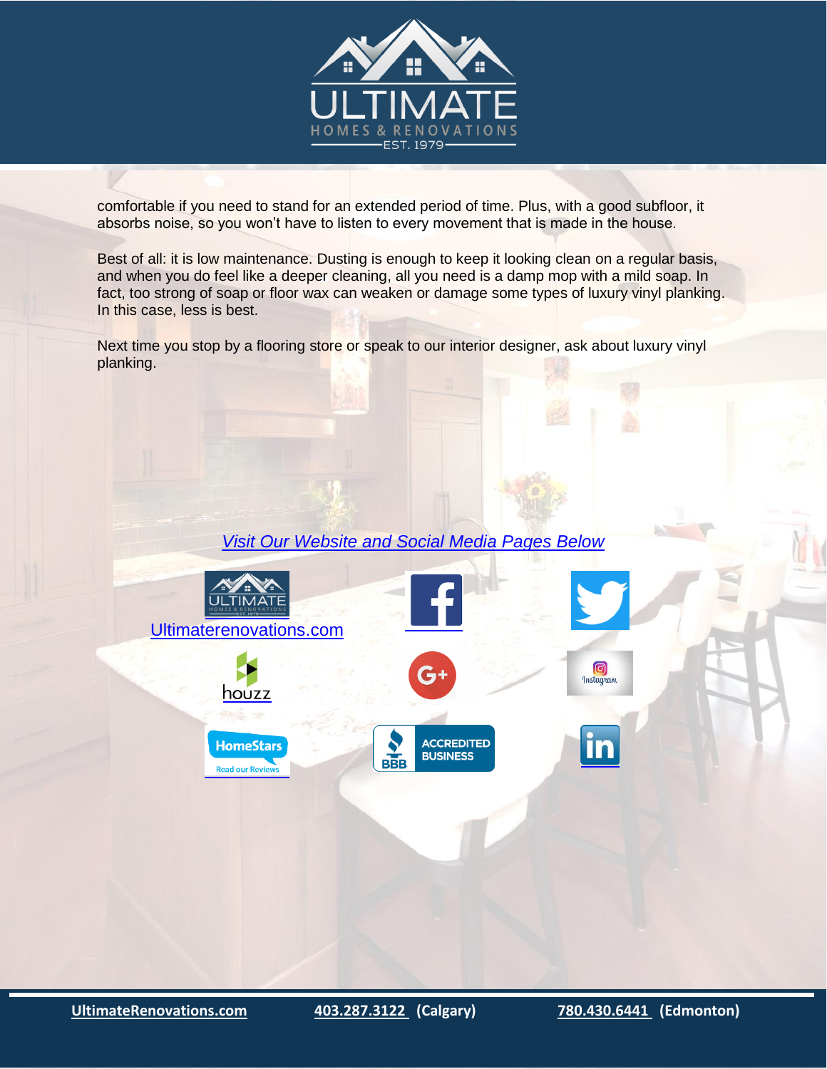comfortable if you need to stand for an extended period of time. Plus, with a good subfloor, it absorbs noise, so you won't have to listen to every movement that is made in the house.

Best of all: it is low maintenance. Dusting is enough to keep it looking clean on a regular basis, and when you do feel like a deeper cleaning, all you need is a damp mop with a mild soap. In fact, too strong of soap or floor wax can weaken or damage some types of luxury vinyl planking. In this case, less is best.

Next time you stop by a flooring store or speak to our interior designer, ask about luxury vinyl planking.

*Visit Our Website and Social Media Pages Below*

Ultimaterenovations.com

**UltimateRenovations.com** **403.287.3122 (Calgary)** **780.430.6441 (Edmonton)**